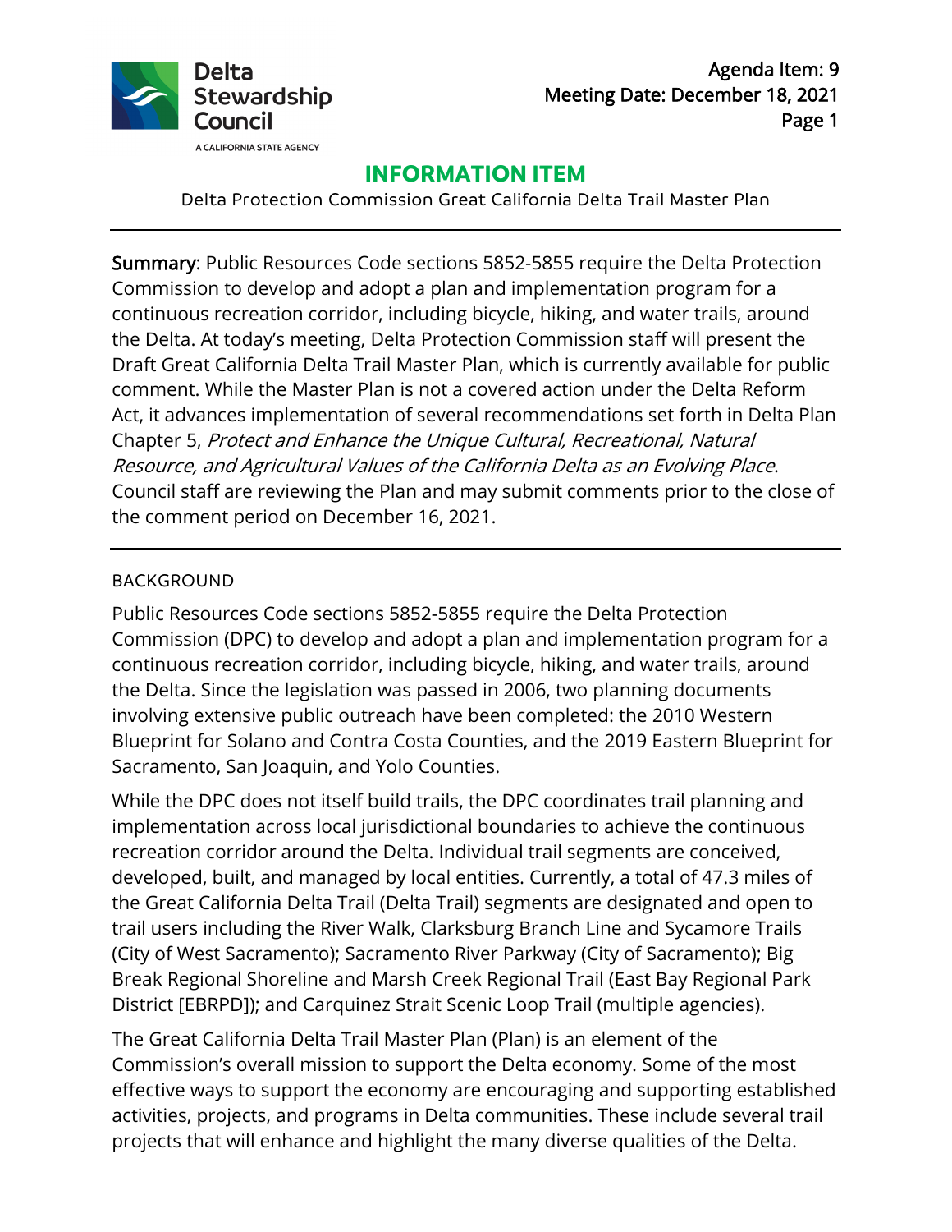Delta Stewardship Council

A CALIFORNIA STATE AGENCY

Agenda Item: 9
Meeting Date: December 18, 2021

# INFORMATION ITEM

Delta Protection Commission Great California Delta Trail Master Plan

---

**Summary**: Public Resources Code sections 5852-5855 require the Delta Protection Commission to develop and adopt a plan and implementation program for a continuous recreation corridor, including bicycle, hiking, and water trails, around the Delta. At today's meeting, Delta Protection Commission staff will present the Draft Great California Delta Trail Master Plan, which is currently available for public comment. While the Master Plan is not a covered action under the Delta Reform Act, it advances implementation of several recommendations set forth in Delta Plan Chapter 5, *Protect and Enhance the Unique Cultural, Recreational, Natural Resource, and Agricultural Values of the California Delta as an Evolving Place*. Council staff are reviewing the Plan and may submit comments prior to the close of the comment period on December 16, 2021.

---

## BACKGROUND

Public Resources Code sections 5852-5855 require the Delta Protection Commission (DPC) to develop and adopt a plan and implementation program for a continuous recreation corridor, including bicycle, hiking, and water trails, around the Delta. Since the legislation was passed in 2006, two planning documents involving extensive public outreach have been completed: the 2010 Western Blueprint for Solano and Contra Costa Counties, and the 2019 Eastern Blueprint for Sacramento, San Joaquin, and Yolo Counties.

While the DPC does not itself build trails, the DPC coordinates trail planning and implementation across local jurisdictional boundaries to achieve the continuous recreation corridor around the Delta. Individual trail segments are conceived, developed, built, and managed by local entities. Currently, a total of 47.3 miles of the Great California Delta Trail (Delta Trail) segments are designated and open to trail users including the River Walk, Clarksburg Branch Line and Sycamore Trails (City of West Sacramento); Sacramento River Parkway (City of Sacramento); Big Break Regional Shoreline and Marsh Creek Regional Trail (East Bay Regional Park District [EBRPD]); and Carquinez Strait Scenic Loop Trail (multiple agencies).

The Great California Delta Trail Master Plan (Plan) is an element of the Commission's overall mission to support the Delta economy. Some of the most effective ways to support the economy are encouraging and supporting established activities, projects, and programs in Delta communities. These include several trail projects that will enhance and highlight the many diverse qualities of the Delta.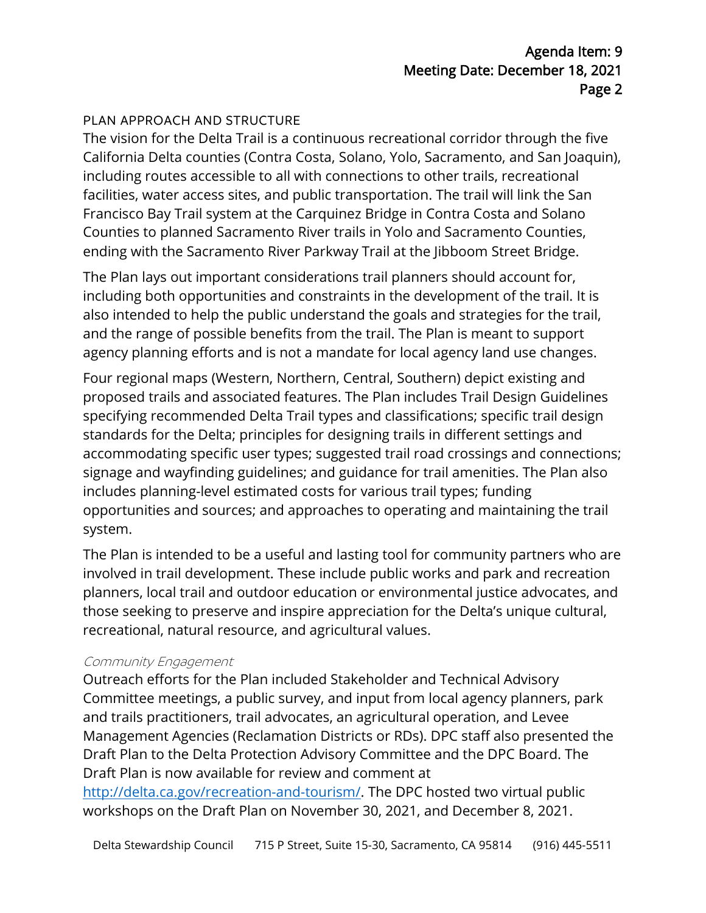## PLAN APPROACH AND STRUCTURE

The vision for the Delta Trail is a continuous recreational corridor through the five California Delta counties (Contra Costa, Solano, Yolo, Sacramento, and San Joaquin), including routes accessible to all with connections to other trails, recreational facilities, water access sites, and public transportation. The trail will link the San Francisco Bay Trail system at the Carquinez Bridge in Contra Costa and Solano Counties to planned Sacramento River trails in Yolo and Sacramento Counties, ending with the Sacramento River Parkway Trail at the Jibboom Street Bridge.

The Plan lays out important considerations trail planners should account for, including both opportunities and constraints in the development of the trail. It is also intended to help the public understand the goals and strategies for the trail, and the range of possible benefits from the trail. The Plan is meant to support agency planning efforts and is not a mandate for local agency land use changes.

Four regional maps (Western, Northern, Central, Southern) depict existing and proposed trails and associated features. The Plan includes Trail Design Guidelines specifying recommended Delta Trail types and classifications; specific trail design standards for the Delta; principles for designing trails in different settings and accommodating specific user types; suggested trail road crossings and connections; signage and wayfinding guidelines; and guidance for trail amenities. The Plan also includes planning-level estimated costs for various trail types; funding opportunities and sources; and approaches to operating and maintaining the trail system.

The Plan is intended to be a useful and lasting tool for community partners who are involved in trail development. These include public works and park and recreation planners, local trail and outdoor education or environmental justice advocates, and those seeking to preserve and inspire appreciation for the Delta's unique cultural, recreational, natural resource, and agricultural values.

### *Community Engagement*

Outreach efforts for the Plan included Stakeholder and Technical Advisory Committee meetings, a public survey, and input from local agency planners, park and trails practitioners, trail advocates, an agricultural operation, and Levee Management Agencies (Reclamation Districts or RDs). DPC staff also presented the Draft Plan to the Delta Protection Advisory Committee and the DPC Board. The Draft Plan is now available for review and comment at [http://delta.ca.gov/recreation-and-tourism/](http://delta.ca.gov/recreation-and-tourism/). The DPC hosted two virtual public workshops on the Draft Plan on November 30, 2021, and December 8, 2021.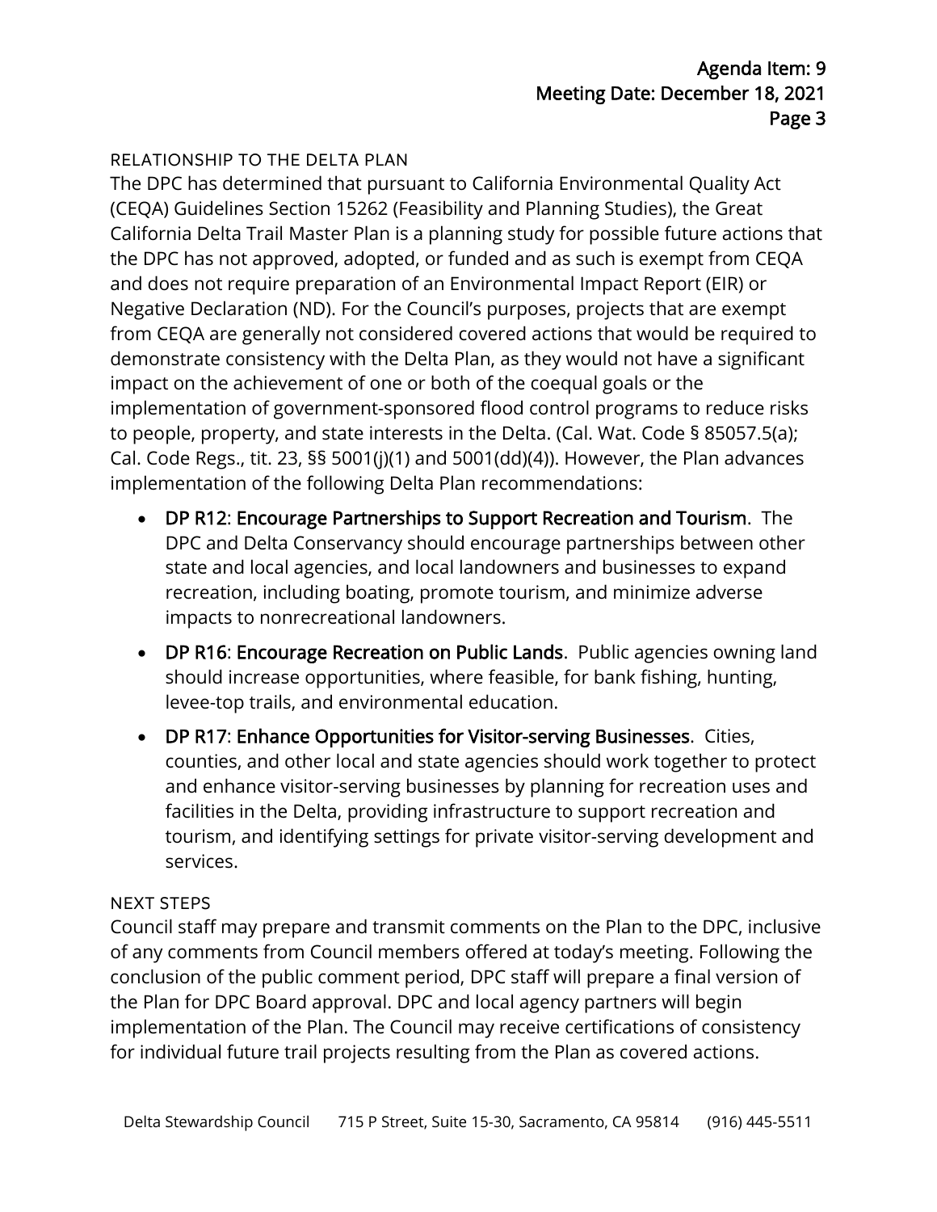## RELATIONSHIP TO THE DELTA PLAN

The DPC has determined that pursuant to California Environmental Quality Act (CEQA) Guidelines Section 15262 (Feasibility and Planning Studies), the Great California Delta Trail Master Plan is a planning study for possible future actions that the DPC has not approved, adopted, or funded and as such is exempt from CEQA and does not require preparation of an Environmental Impact Report (EIR) or Negative Declaration (ND). For the Council's purposes, projects that are exempt from CEQA are generally not considered covered actions that would be required to demonstrate consistency with the Delta Plan, as they would not have a significant impact on the achievement of one or both of the coequal goals or the implementation of government-sponsored flood control programs to reduce risks to people, property, and state interests in the Delta. (Cal. Wat. Code § 85057.5(a); Cal. Code Regs., tit. 23, §§ 5001(j)(1) and 5001(dd)(4)). However, the Plan advances implementation of the following Delta Plan recommendations:

- **DP R12: Encourage Partnerships to Support Recreation and Tourism**. The DPC and Delta Conservancy should encourage partnerships between other state and local agencies, and local landowners and businesses to expand recreation, including boating, promote tourism, and minimize adverse impacts to nonrecreational landowners.
- **DP R16: Encourage Recreation on Public Lands**. Public agencies owning land should increase opportunities, where feasible, for bank fishing, hunting, levee-top trails, and environmental education.
- **DP R17: Enhance Opportunities for Visitor-serving Businesses**. Cities, counties, and other local and state agencies should work together to protect and enhance visitor-serving businesses by planning for recreation uses and facilities in the Delta, providing infrastructure to support recreation and tourism, and identifying settings for private visitor-serving development and services.

## NEXT STEPS

Council staff may prepare and transmit comments on the Plan to the DPC, inclusive of any comments from Council members offered at today's meeting. Following the conclusion of the public comment period, DPC staff will prepare a final version of the Plan for DPC Board approval. DPC and local agency partners will begin implementation of the Plan. The Council may receive certifications of consistency for individual future trail projects resulting from the Plan as covered actions.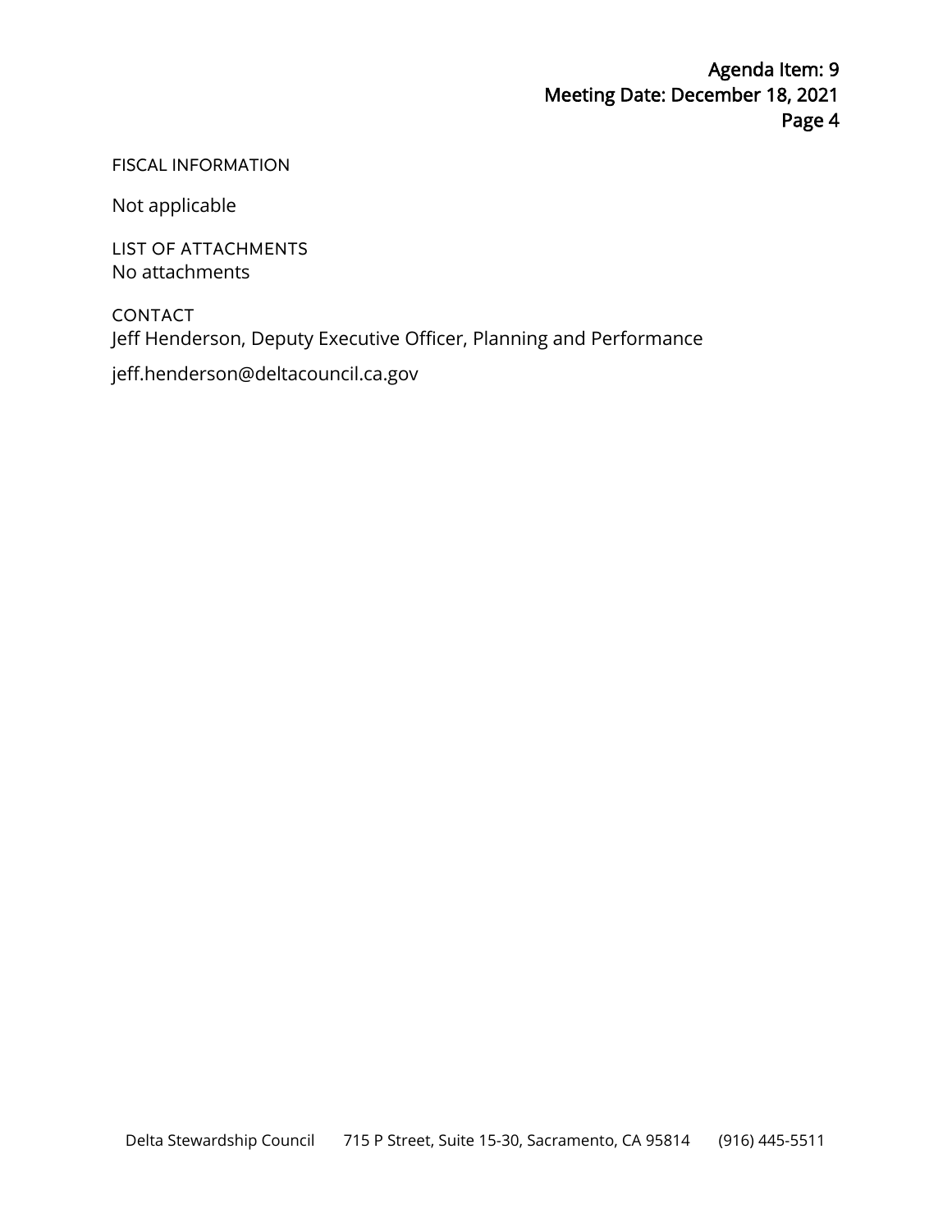## FISCAL INFORMATION

Not applicable

## LIST OF ATTACHMENTS

No attachments

## CONTACT

Jeff Henderson, Deputy Executive Officer, Planning and Performance

jeff.henderson@deltacouncil.ca.gov